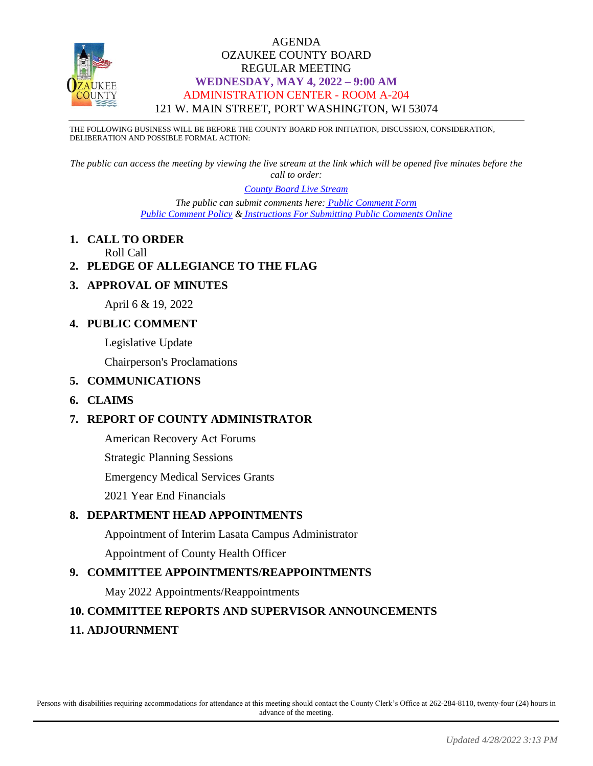# AGENDA
## OZAUKEE COUNTY BOARD
## REGULAR MEETING
### WEDNESDAY, MAY 4, 2022 – 9:00 AM
### ADMINISTRATION CENTER - ROOM A-204
### 121 W. MAIN STREET, PORT WASHINGTON, WI 53074

THE FOLLOWING BUSINESS WILL BE BEFORE THE COUNTY BOARD FOR INITIATION, DISCUSSION, CONSIDERATION, DELIBERATION AND POSSIBLE FORMAL ACTION:

*The public can access the meeting by viewing the live stream at the link which will be opened five minutes before the call to order:*

[County Board Live Stream]

*The public can submit comments here:* [Public Comment Form]
[Public Comment Policy] & [Instructions For Submitting Public Comments Online]

1. **CALL TO ORDER**
   Roll Call
2. **PLEDGE OF ALLEGIANCE TO THE FLAG**
3. **APPROVAL OF MINUTES**
   April 6 & 19, 2022
4. **PUBLIC COMMENT**
   Legislative Update
   Chairperson's Proclamations
5. **COMMUNICATIONS**
6. **CLAIMS**
7. **REPORT OF COUNTY ADMINISTRATOR**
   American Recovery Act Forums
   Strategic Planning Sessions
   Emergency Medical Services Grants
   2021 Year End Financials
8. **DEPARTMENT HEAD APPOINTMENTS**
   Appointment of Interim Lasata Campus Administrator
   Appointment of County Health Officer
9. **COMMITTEE APPOINTMENTS/REAPPOINTMENTS**
   May 2022 Appointments/Reappointments
10. **COMMITTEE REPORTS AND SUPERVISOR ANNOUNCEMENTS**
11. **ADJOURNMENT**

Persons with disabilities requiring accommodations for attendance at this meeting should contact the County Clerk's Office at 262-284-8110, twenty-four (24) hours in advance of the meeting.

*Updated 4/28/2022 3:13 PM*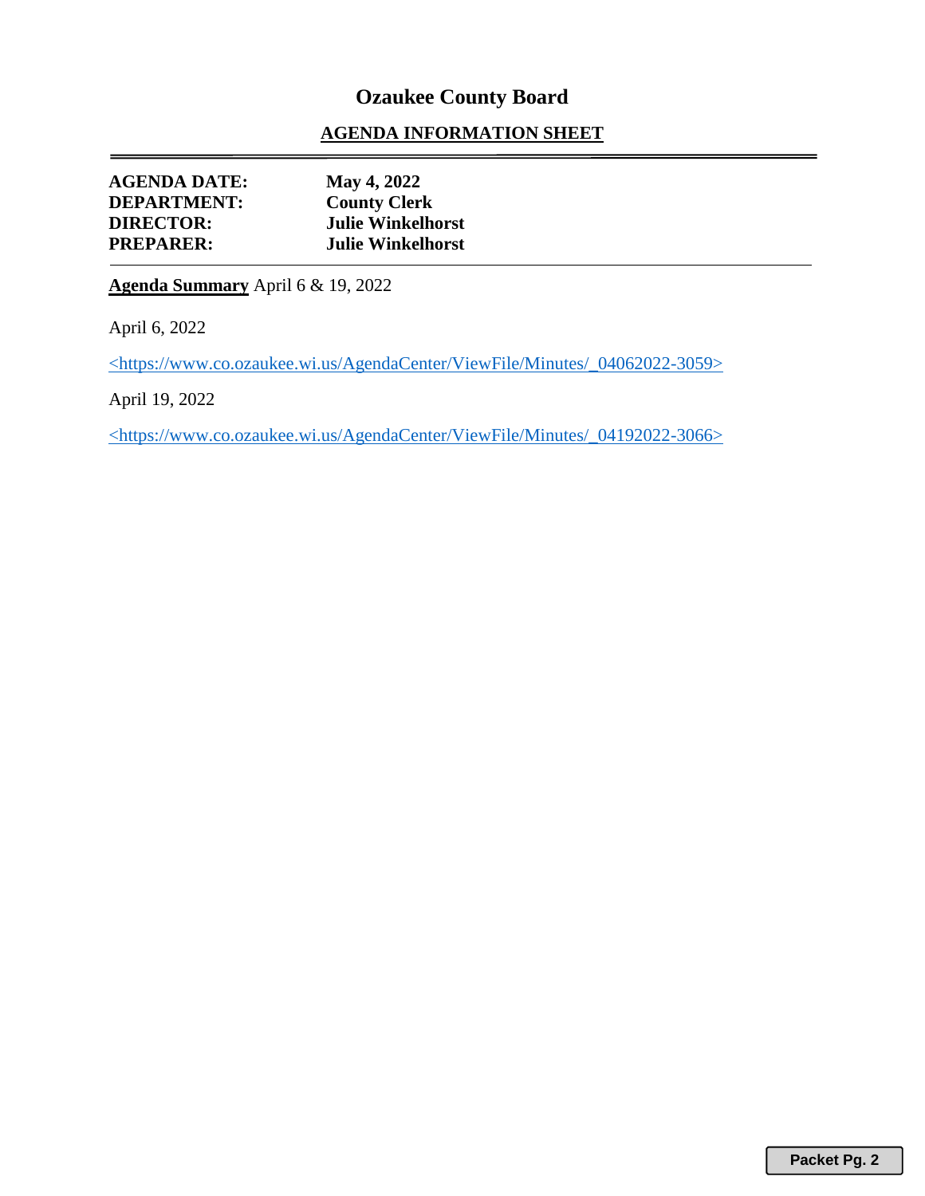# Ozaukee County Board

## AGENDA INFORMATION SHEET

---

**AGENDA DATE:** **May 4, 2022**
**DEPARTMENT:** **County Clerk**
**DIRECTOR:** **Julie Winkelhorst**
**PREPARER:** **Julie Winkelhorst**

---

**Agenda Summary** April 6 & 19, 2022

April 6, 2022

<https://www.co.ozaukee.wi.us/AgendaCenter/ViewFile/Minutes/_04062022-3059>

April 19, 2022

<https://www.co.ozaukee.wi.us/AgendaCenter/ViewFile/Minutes/_04192022-3066>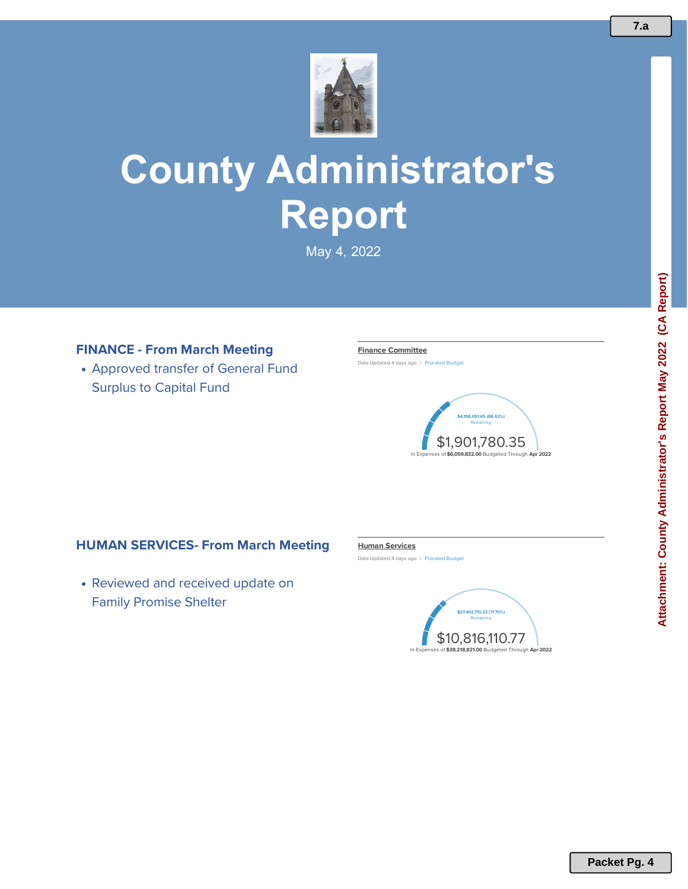# County Administrator's Report

May 4, 2022

## FINANCE - From March Meeting

- Approved transfer of General Fund Surplus to Capital Fund

**Finance Committee**

Data Updated 4 days ago | Prorated Budget

$4,158,051.65 (68.62%) Remaining

$1,901,780.35

In Expenses of **$6,059,832.00** Budgeted Through **Apr 2022**

## HUMAN SERVICES- From March Meeting

- Reviewed and received update on Family Promise Shelter

**Human Services**

Data Updated 4 days ago | Prorated Budget

$27,402,710.23 (71.70%) Remaining

$10,816,110.77

In Expenses of **$38,218,821.00** Budgeted Through **Apr 2022**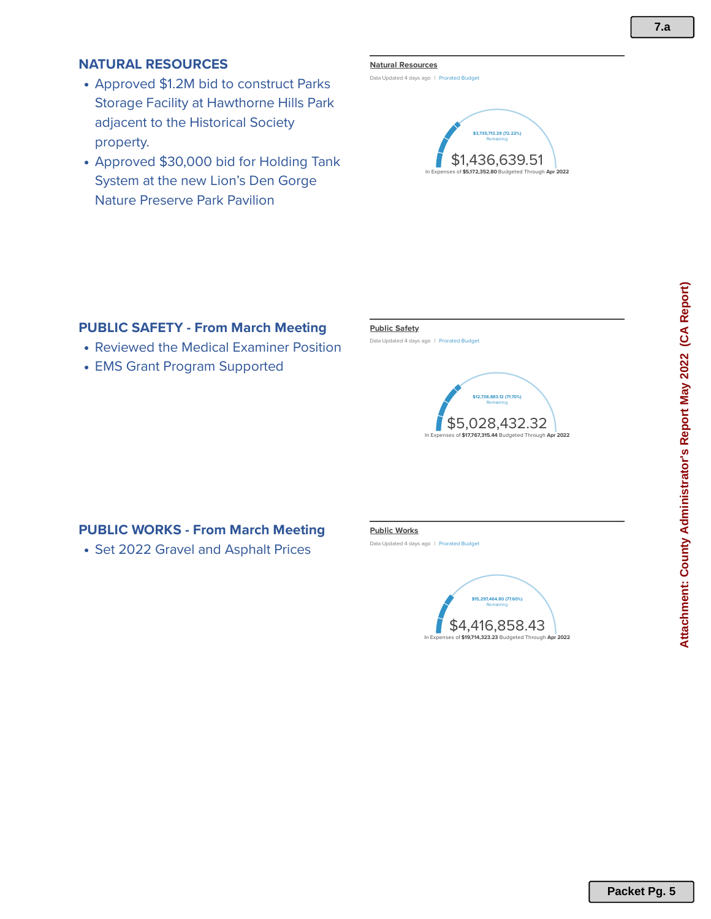## NATURAL RESOURCES

- Approved $1.2M bid to construct Parks Storage Facility at Hawthorne Hills Park adjacent to the Historical Society property.
- Approved $30,000 bid for Holding Tank System at the new Lion's Den Gorge Nature Preserve Park Pavilion

**Natural Resources**

Data Updated 4 days ago | Prorated Budget

$3,735,713.29 (72.22%) Remaining

$1,436,639.51

In Expenses of **$5,172,352.80** Budgeted Through **Apr 2022**

## PUBLIC SAFETY - From March Meeting

- Reviewed the Medical Examiner Position
- EMS Grant Program Supported

**Public Safety**

Data Updated 4 days ago | Prorated Budget

$12,738,883.12 (71.70%) Remaining

$5,028,432.32

In Expenses of **$17,767,315.44** Budgeted Through **Apr 2022**

## PUBLIC WORKS - From March Meeting

- Set 2022 Gravel and Asphalt Prices

**Public Works**

Data Updated 4 days ago | Prorated Budget

$15,297,464.80 (77.60%) Remaining

$4,416,858.43

In Expenses of **$19,714,323.23** Budgeted Through **Apr 2022**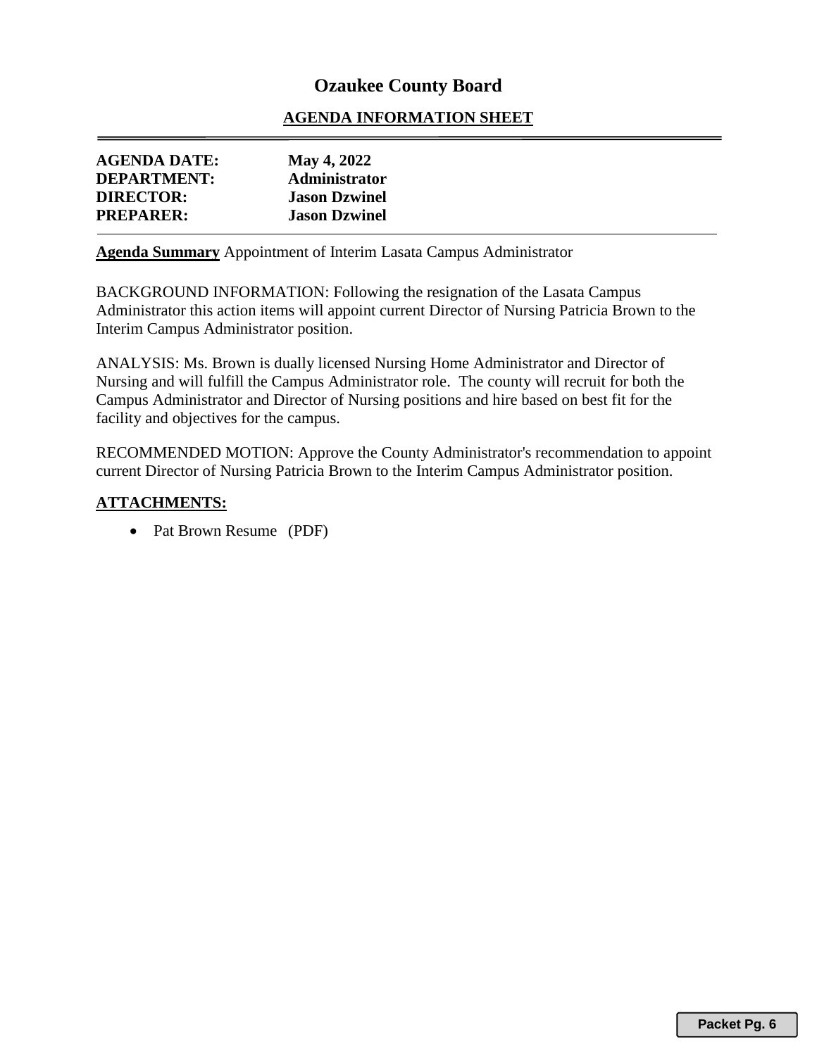# Ozaukee County Board

## AGENDA INFORMATION SHEET

**AGENDA DATE:** **May 4, 2022**
**DEPARTMENT:** **Administrator**
**DIRECTOR:** **Jason Dzwinel**
**PREPARER:** **Jason Dzwinel**

**Agenda Summary** Appointment of Interim Lasata Campus Administrator

BACKGROUND INFORMATION: Following the resignation of the Lasata Campus Administrator this action items will appoint current Director of Nursing Patricia Brown to the Interim Campus Administrator position.

ANALYSIS: Ms. Brown is dually licensed Nursing Home Administrator and Director of Nursing and will fulfill the Campus Administrator role. The county will recruit for both the Campus Administrator and Director of Nursing positions and hire based on best fit for the facility and objectives for the campus.

RECOMMENDED MOTION: Approve the County Administrator's recommendation to appoint current Director of Nursing Patricia Brown to the Interim Campus Administrator position.

**ATTACHMENTS:**

- Pat Brown Resume (PDF)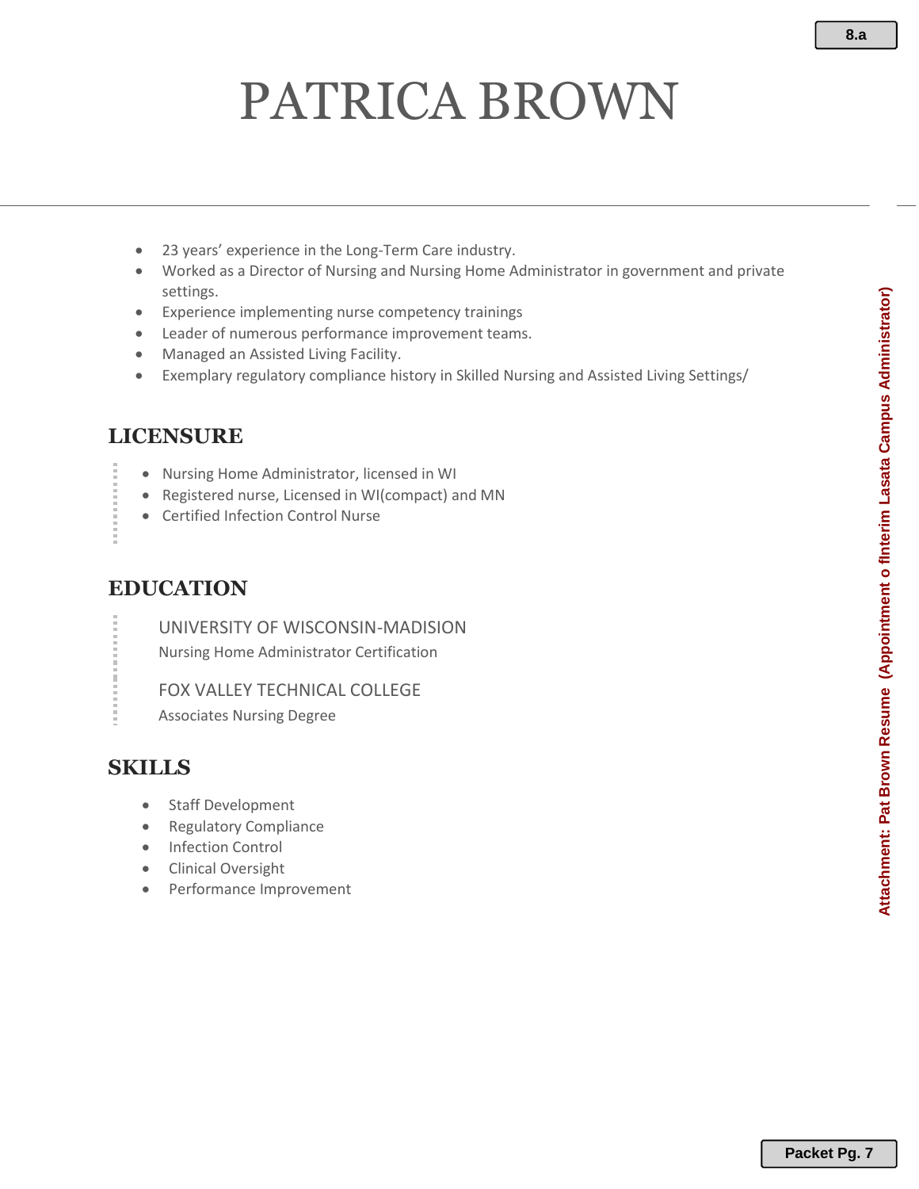# PATRICA BROWN

- 23 years' experience in the Long-Term Care industry.
- Worked as a Director of Nursing and Nursing Home Administrator in government and private settings.
- Experience implementing nurse competency trainings
- Leader of numerous performance improvement teams.
- Managed an Assisted Living Facility.
- Exemplary regulatory compliance history in Skilled Nursing and Assisted Living Settings/

## LICENSURE

- Nursing Home Administrator, licensed in WI
- Registered nurse, Licensed in WI(compact) and MN
- Certified Infection Control Nurse

## EDUCATION

UNIVERSITY OF WISCONSIN-MADISION
Nursing Home Administrator Certification

FOX VALLEY TECHNICAL COLLEGE
Associates Nursing Degree

## SKILLS

- Staff Development
- Regulatory Compliance
- Infection Control
- Clinical Oversight
- Performance Improvement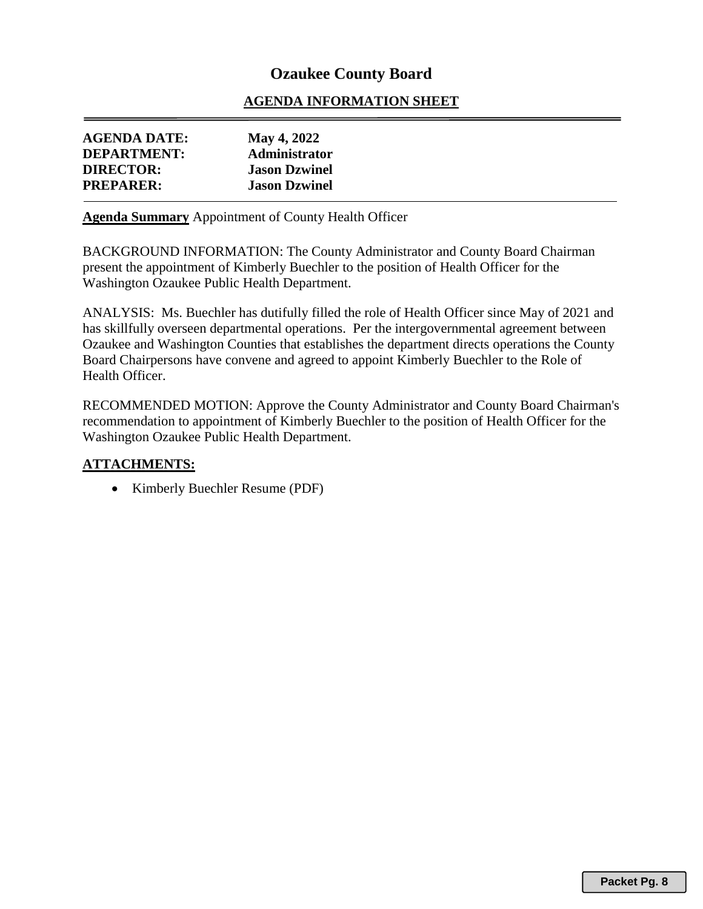# Ozaukee County Board

## AGENDA INFORMATION SHEET

**AGENDA DATE:** **May 4, 2022**
**DEPARTMENT:** **Administrator**
**DIRECTOR:** **Jason Dzwinel**
**PREPARER:** **Jason Dzwinel**

**Agenda Summary** Appointment of County Health Officer

BACKGROUND INFORMATION: The County Administrator and County Board Chairman present the appointment of Kimberly Buechler to the position of Health Officer for the Washington Ozaukee Public Health Department.

ANALYSIS: Ms. Buechler has dutifully filled the role of Health Officer since May of 2021 and has skillfully overseen departmental operations. Per the intergovernmental agreement between Ozaukee and Washington Counties that establishes the department directs operations the County Board Chairpersons have convene and agreed to appoint Kimberly Buechler to the Role of Health Officer.

RECOMMENDED MOTION: Approve the County Administrator and County Board Chairman's recommendation to appointment of Kimberly Buechler to the position of Health Officer for the Washington Ozaukee Public Health Department.

**ATTACHMENTS:**

- Kimberly Buechler Resume (PDF)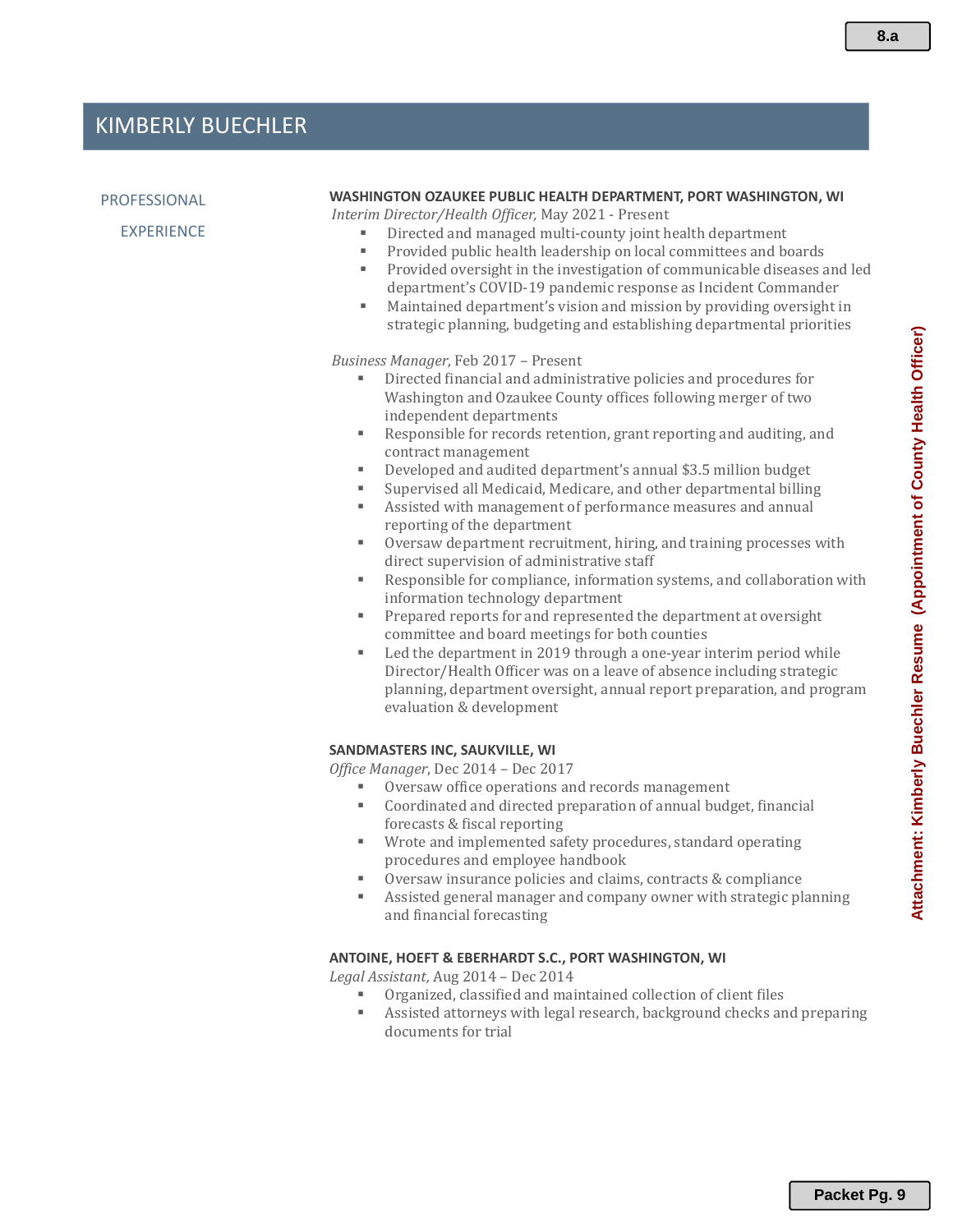# KIMBERLY BUECHLER

## PROFESSIONAL EXPERIENCE

**WASHINGTON OZAUKEE PUBLIC HEALTH DEPARTMENT, PORT WASHINGTON, WI**

*Interim Director/Health Officer,* May 2021 - Present

- Directed and managed multi-county joint health department
- Provided public health leadership on local committees and boards
- Provided oversight in the investigation of communicable diseases and led department's COVID-19 pandemic response as Incident Commander
- Maintained department's vision and mission by providing oversight in strategic planning, budgeting and establishing departmental priorities

*Business Manager*, Feb 2017 – Present

- Directed financial and administrative policies and procedures for Washington and Ozaukee County offices following merger of two independent departments
- Responsible for records retention, grant reporting and auditing, and contract management
- Developed and audited department's annual $3.5 million budget
- Supervised all Medicaid, Medicare, and other departmental billing
- Assisted with management of performance measures and annual reporting of the department
- Oversaw department recruitment, hiring, and training processes with direct supervision of administrative staff
- Responsible for compliance, information systems, and collaboration with information technology department
- Prepared reports for and represented the department at oversight committee and board meetings for both counties
- Led the department in 2019 through a one-year interim period while Director/Health Officer was on a leave of absence including strategic planning, department oversight, annual report preparation, and program evaluation & development

**SANDMASTERS INC, SAUKVILLE, WI**

*Office Manager*, Dec 2014 – Dec 2017

- Oversaw office operations and records management
- Coordinated and directed preparation of annual budget, financial forecasts & fiscal reporting
- Wrote and implemented safety procedures, standard operating procedures and employee handbook
- Oversaw insurance policies and claims, contracts & compliance
- Assisted general manager and company owner with strategic planning and financial forecasting

**ANTOINE, HOEFT & EBERHARDT S.C., PORT WASHINGTON, WI**

*Legal Assistant,* Aug 2014 – Dec 2014

- Organized, classified and maintained collection of client files
- Assisted attorneys with legal research, background checks and preparing documents for trial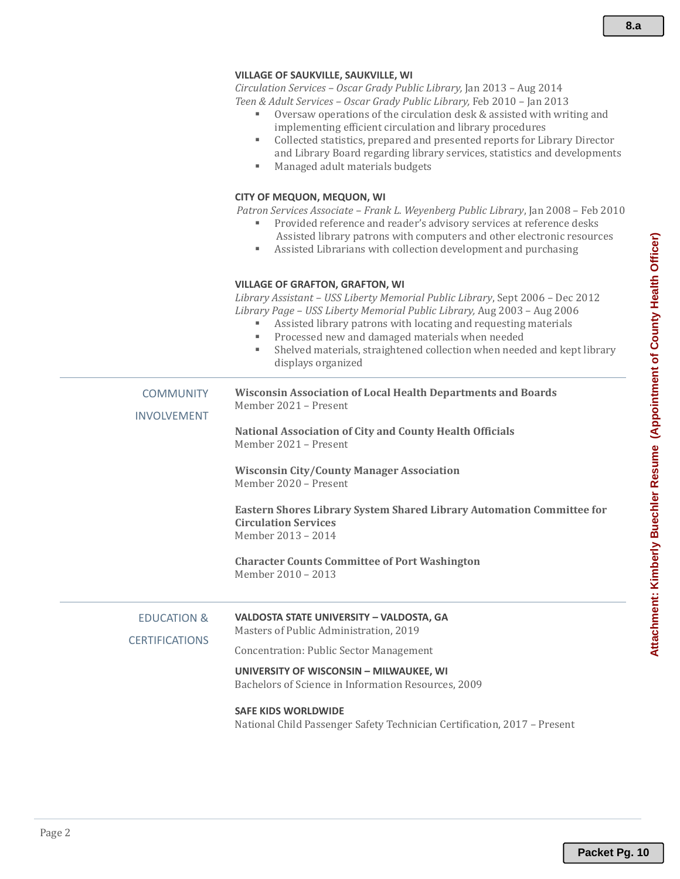**VILLAGE OF SAUKVILLE, SAUKVILLE, WI**

*Circulation Services – Oscar Grady Public Library,* Jan 2013 – Aug 2014
*Teen & Adult Services – Oscar Grady Public Library,* Feb 2010 – Jan 2013

- Oversaw operations of the circulation desk & assisted with writing and implementing efficient circulation and library procedures
- Collected statistics, prepared and presented reports for Library Director and Library Board regarding library services, statistics and developments
- Managed adult materials budgets

**CITY OF MEQUON, MEQUON, WI**

*Patron Services Associate – Frank L. Weyenberg Public Library*, Jan 2008 – Feb 2010

- Provided reference and reader's advisory services at reference desks Assisted library patrons with computers and other electronic resources
- Assisted Librarians with collection development and purchasing

**VILLAGE OF GRAFTON, GRAFTON, WI**

*Library Assistant – USS Liberty Memorial Public Library*, Sept 2006 – Dec 2012
*Library Page – USS Liberty Memorial Public Library,* Aug 2003 – Aug 2006

- Assisted library patrons with locating and requesting materials
- Processed new and damaged materials when needed
- Shelved materials, straightened collection when needed and kept library displays organized

## COMMUNITY INVOLVEMENT

**Wisconsin Association of Local Health Departments and Boards**
Member 2021 – Present

**National Association of City and County Health Officials**
Member 2021 – Present

**Wisconsin City/County Manager Association**
Member 2020 – Present

**Eastern Shores Library System Shared Library Automation Committee for Circulation Services**
Member 2013 – 2014

**Character Counts Committee of Port Washington**
Member 2010 – 2013

## EDUCATION & CERTIFICATIONS

**VALDOSTA STATE UNIVERSITY – VALDOSTA, GA**
Masters of Public Administration, 2019

Concentration: Public Sector Management

**UNIVERSITY OF WISCONSIN – MILWAUKEE, WI**
Bachelors of Science in Information Resources, 2009

**SAFE KIDS WORLDWIDE**
National Child Passenger Safety Technician Certification, 2017 – Present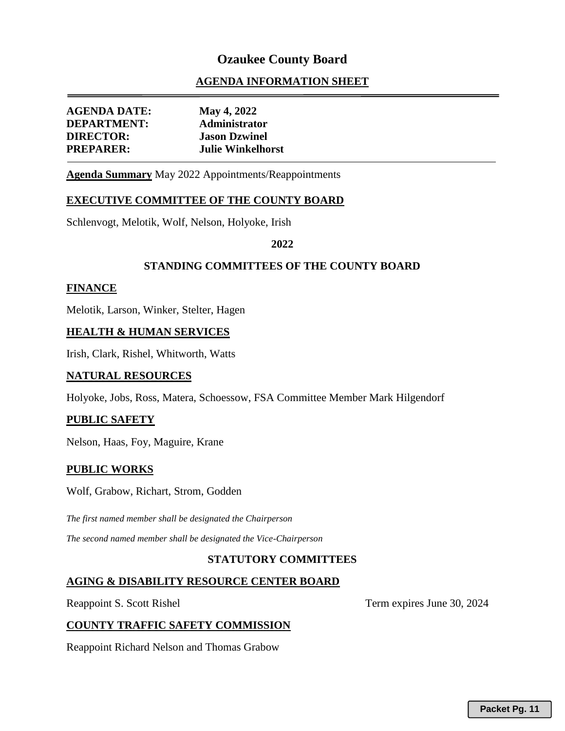# Ozaukee County Board

## AGENDA INFORMATION SHEET

**AGENDA DATE:** May 4, 2022
**DEPARTMENT:** Administrator
**DIRECTOR:** Jason Dzwinel
**PREPARER:** Julie Winkelhorst

**Agenda Summary** May 2022 Appointments/Reappointments

### EXECUTIVE COMMITTEE OF THE COUNTY BOARD

Schlenvogt, Melotik, Wolf, Nelson, Holyoke, Irish

**2022**

### STANDING COMMITTEES OF THE COUNTY BOARD

#### FINANCE

Melotik, Larson, Winker, Stelter, Hagen

#### HEALTH & HUMAN SERVICES

Irish, Clark, Rishel, Whitworth, Watts

#### NATURAL RESOURCES

Holyoke, Jobs, Ross, Matera, Schoessow, FSA Committee Member Mark Hilgendorf

#### PUBLIC SAFETY

Nelson, Haas, Foy, Maguire, Krane

#### PUBLIC WORKS

Wolf, Grabow, Richart, Strom, Godden

*The first named member shall be designated the Chairperson*

*The second named member shall be designated the Vice-Chairperson*

### STATUTORY COMMITTEES

#### AGING & DISABILITY RESOURCE CENTER BOARD

Reappoint S. Scott Rishel — Term expires June 30, 2024

#### COUNTY TRAFFIC SAFETY COMMISSION

Reappoint Richard Nelson and Thomas Grabow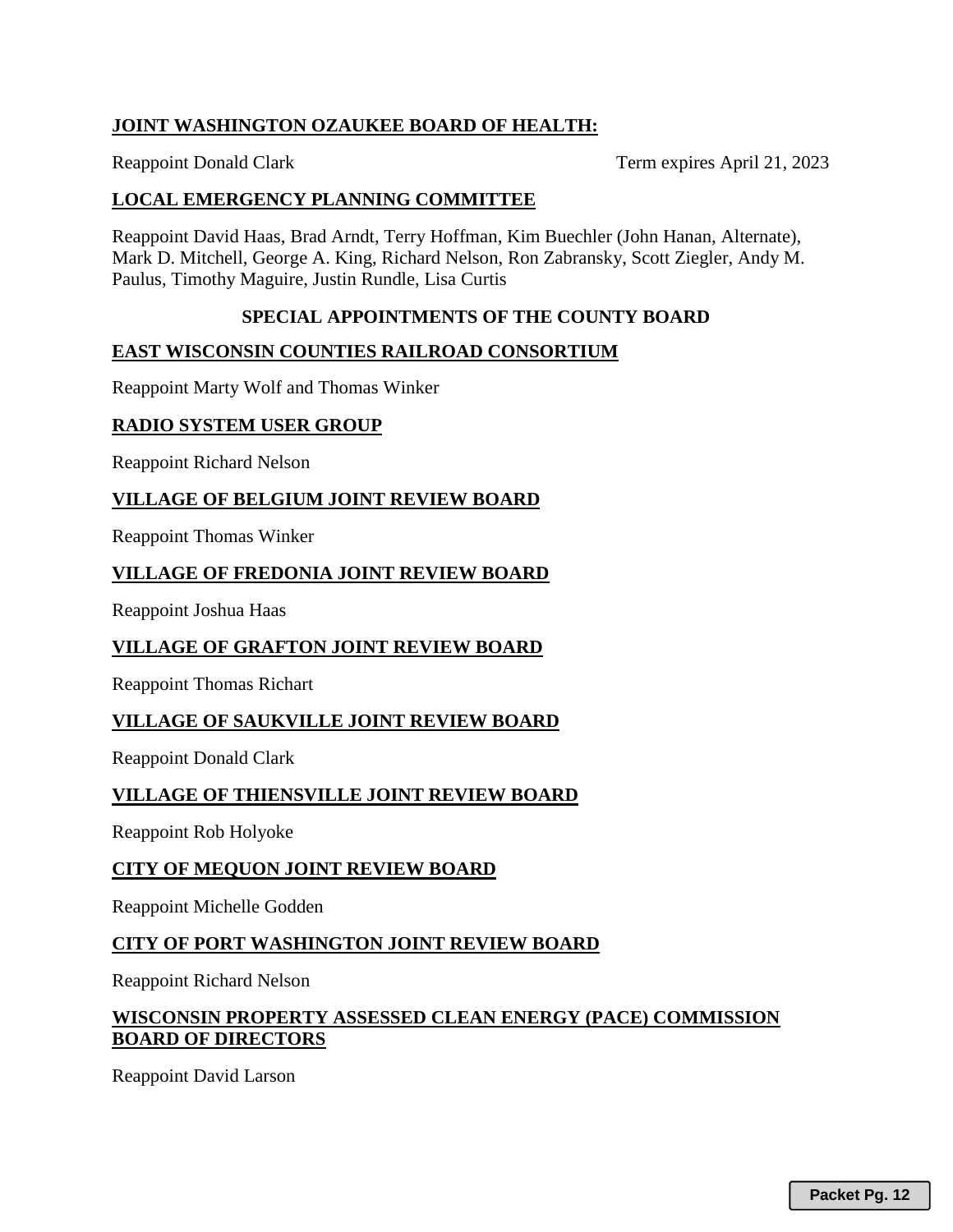**JOINT WASHINGTON OZAUKEE BOARD OF HEALTH:**

Reappoint Donald Clark — Term expires April 21, 2023

**LOCAL EMERGENCY PLANNING COMMITTEE**

Reappoint David Haas, Brad Arndt, Terry Hoffman, Kim Buechler (John Hanan, Alternate), Mark D. Mitchell, George A. King, Richard Nelson, Ron Zabransky, Scott Ziegler, Andy M. Paulus, Timothy Maguire, Justin Rundle, Lisa Curtis

## SPECIAL APPOINTMENTS OF THE COUNTY BOARD

**EAST WISCONSIN COUNTIES RAILROAD CONSORTIUM**

Reappoint Marty Wolf and Thomas Winker

**RADIO SYSTEM USER GROUP**

Reappoint Richard Nelson

**VILLAGE OF BELGIUM JOINT REVIEW BOARD**

Reappoint Thomas Winker

**VILLAGE OF FREDONIA JOINT REVIEW BOARD**

Reappoint Joshua Haas

**VILLAGE OF GRAFTON JOINT REVIEW BOARD**

Reappoint Thomas Richart

**VILLAGE OF SAUKVILLE JOINT REVIEW BOARD**

Reappoint Donald Clark

**VILLAGE OF THIENSVILLE JOINT REVIEW BOARD**

Reappoint Rob Holyoke

**CITY OF MEQUON JOINT REVIEW BOARD**

Reappoint Michelle Godden

**CITY OF PORT WASHINGTON JOINT REVIEW BOARD**

Reappoint Richard Nelson

**WISCONSIN PROPERTY ASSESSED CLEAN ENERGY (PACE) COMMISSION BOARD OF DIRECTORS**

Reappoint David Larson